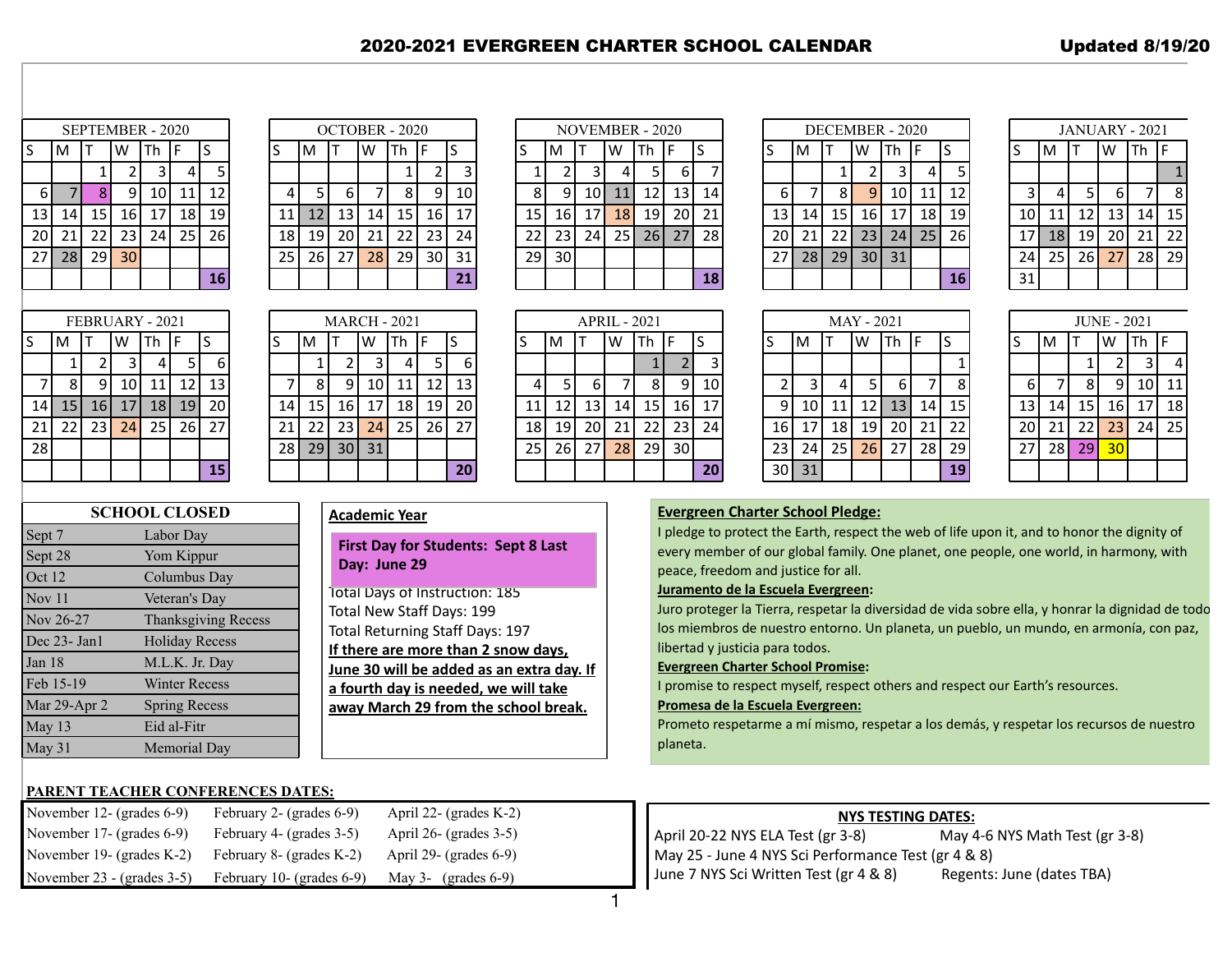# 2020-2021 EVERGREEN CHARTER SCHOOL CALENDAR

**Updated 8/19/20**

### SEPTEMBER - 2020

| S | M | T | W | Th | F | S |
|---|---|---|---|---|---|---|
| | | 1 | 2 | 3 | 4 | 5 |
| 6 | 7 | 8 | 9 | 10 | 11 | 12 |
| 13 | 14 | 15 | 16 | 17 | 18 | 19 |
| 20 | 21 | 22 | 23 | 24 | 25 | 26 |
| 27 | 28 | 29 | 30 | | | |
| | | | | | | 16 |

### OCTOBER - 2020

| S | M | T | W | Th | F | S |
|---|---|---|---|---|---|---|
| | | | | 1 | 2 | 3 |
| 4 | 5 | 6 | 7 | 8 | 9 | 10 |
| 11 | 12 | 13 | 14 | 15 | 16 | 17 |
| 18 | 19 | 20 | 21 | 22 | 23 | 24 |
| 25 | 26 | 27 | 28 | 29 | 30 | 31 |
| | | | | | | 21 |

### NOVEMBER - 2020

| S | M | T | W | Th | F | S |
|---|---|---|---|---|---|---|
| 1 | 2 | 3 | 4 | 5 | 6 | 7 |
| 8 | 9 | 10 | 11 | 12 | 13 | 14 |
| 15 | 16 | 17 | 18 | 19 | 20 | 21 |
| 22 | 23 | 24 | 25 | 26 | 27 | 28 |
| 29 | 30 | | | | | |
| | | | | | | 18 |

### DECEMBER - 2020

| S | M | T | W | Th | F | S |
|---|---|---|---|---|---|---|
| | | 1 | 2 | 3 | 4 | 5 |
| 6 | 7 | 8 | 9 | 10 | 11 | 12 |
| 13 | 14 | 15 | 16 | 17 | 18 | 19 |
| 20 | 21 | 22 | 23 | 24 | 25 | 26 |
| 27 | 28 | 29 | 30 | 31 | | |
| | | | | | | 16 |

### JANUARY - 2021

| S | M | T | W | Th | F |
|---|---|---|---|---|---|
| | | | | | 1 |
| 3 | 4 | 5 | 6 | 7 | 8 |
| 10 | 11 | 12 | 13 | 14 | 15 |
| 17 | 18 | 19 | 20 | 21 | 22 |
| 24 | 25 | 26 | 27 | 28 | 29 |
| 31 | | | | | |

### FEBRUARY - 2021

| S | M | T | W | Th | F | S |
|---|---|---|---|---|---|---|
| | 1 | 2 | 3 | 4 | 5 | 6 |
| 7 | 8 | 9 | 10 | 11 | 12 | 13 |
| 14 | 15 | 16 | 17 | 18 | 19 | 20 |
| 21 | 22 | 23 | 24 | 25 | 26 | 27 |
| 28 | | | | | | |
| | | | | | | 15 |

### MARCH - 2021

| S | M | T | W | Th | F | S |
|---|---|---|---|---|---|---|
| | 1 | 2 | 3 | 4 | 5 | 6 |
| 7 | 8 | 9 | 10 | 11 | 12 | 13 |
| 14 | 15 | 16 | 17 | 18 | 19 | 20 |
| 21 | 22 | 23 | 24 | 25 | 26 | 27 |
| 28 | 29 | 30 | 31 | | | |
| | | | | | | 20 |

### APRIL - 2021

| S | M | T | W | Th | F | S |
|---|---|---|---|---|---|---|
| | | | | 1 | 2 | 3 |
| 4 | 5 | 6 | 7 | 8 | 9 | 10 |
| 11 | 12 | 13 | 14 | 15 | 16 | 17 |
| 18 | 19 | 20 | 21 | 22 | 23 | 24 |
| 25 | 26 | 27 | 28 | 29 | 30 | |
| | | | | | | 20 |

### MAY - 2021

| S | M | T | W | Th | F | S |
|---|---|---|---|---|---|---|
| | | | | | | 1 |
| 2 | 3 | 4 | 5 | 6 | 7 | 8 |
| 9 | 10 | 11 | 12 | 13 | 14 | 15 |
| 16 | 17 | 18 | 19 | 20 | 21 | 22 |
| 23 | 24 | 25 | 26 | 27 | 28 | 29 |
| 30 | 31 | | | | | 19 |

### JUNE - 2021

| S | M | T | W | Th | F |
|---|---|---|---|---|---|
| | | 1 | 2 | 3 | 4 |
| 6 | 7 | 8 | 9 | 10 | 11 |
| 13 | 14 | 15 | 16 | 17 | 18 |
| 20 | 21 | 22 | 23 | 24 | 25 |
| 27 | 28 | 29 | 30 | | |

### SCHOOL CLOSED

| | |
|---|---|
| Sept 7 | Labor Day |
| Sept 28 | Yom Kippur |
| Oct 12 | Columbus Day |
| Nov 11 | Veteran's Day |
| Nov 26-27 | Thanksgiving Recess |
| Dec 23- Jan1 | Holiday Recess |
| Jan 18 | M.L.K. Jr. Day |
| Feb 15-19 | Winter Recess |
| Mar 29-Apr 2 | Spring Recess |
| May 13 | Eid al-Fitr |
| May 31 | Memorial Day |

### Academic Year

**First Day for Students: Sept 8 Last Day: June 29**

Total Days of Instruction: 185
Total New Staff Days: 199
Total Returning Staff Days: 197
**If there are more than 2 snow days, June 30 will be added as an extra day. If a fourth day is needed, we will take away March 29 from the school break.**

**Evergreen Charter School Pledge:**
I pledge to protect the Earth, respect the web of life upon it, and to honor the dignity of every member of our global family. One planet, one people, one world, in harmony, with peace, freedom and justice for all.

**Juramento de la Escuela Evergreen:**
Juro proteger la Tierra, respetar la diversidad de vida sobre ella, y honrar la dignidad de todos los miembros de nuestro entorno. Un planeta, un pueblo, un mundo, en armonía, con paz, libertad y justicia para todos.

**Evergreen Charter School Promise:**
I promise to respect myself, respect others and respect our Earth's resources.

**Promesa de la Escuela Evergreen:**
Prometo respetarme a mí mismo, respetar a los demás, y respetar los recursos de nuestro planeta.

### PARENT TEACHER CONFERENCES DATES:

| | | |
|---|---|---|
| November 12- (grades 6-9) | February 2- (grades 6-9) | April 22- (grades K-2) |
| November 17- (grades 6-9) | February 4- (grades 3-5) | April 26- (grades 3-5) |
| November 19- (grades K-2) | February 8- (grades K-2) | April 29- (grades 6-9) |
| November 23 - (grades 3-5) | February 10- (grades 6-9) | May 3- (grades 6-9) |

### NYS TESTING DATES:

April 20-22 NYS ELA Test (gr 3-8) May 4-6 NYS Math Test (gr 3-8)
May 25 - June 4 NYS Sci Performance Test (gr 4 & 8)
June 7 NYS Sci Written Test (gr 4 & 8) Regents: June (dates TBA)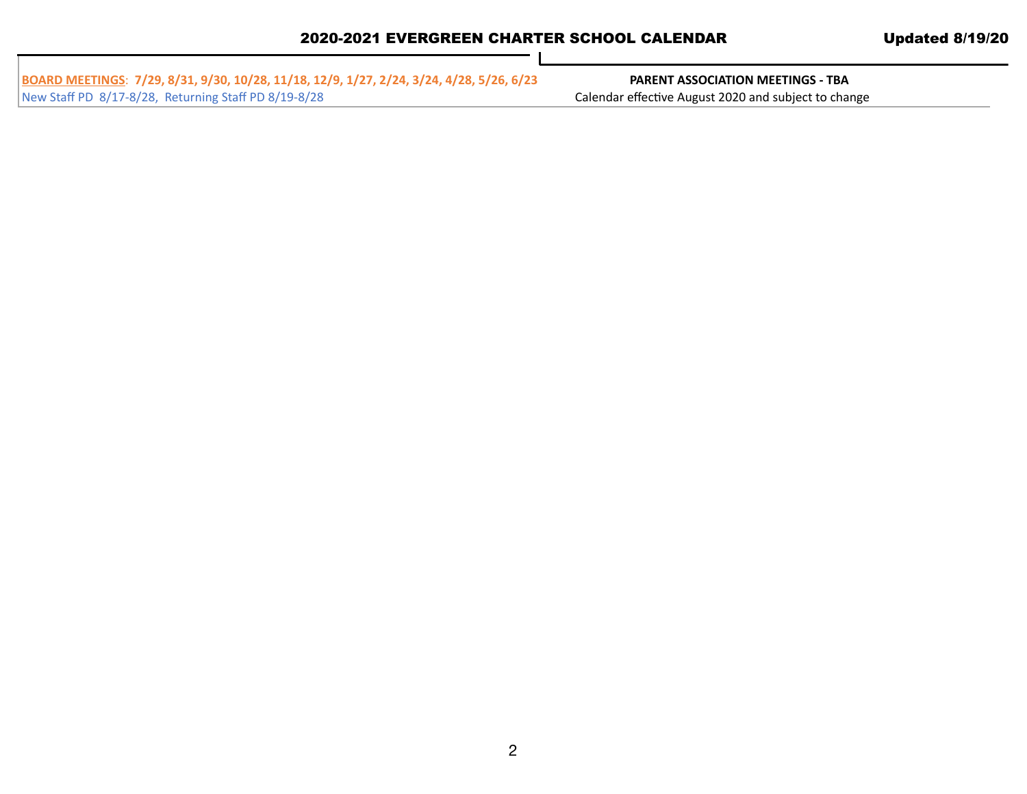## 2020-2021 EVERGREEN CHARTER SCHOOL CALENDAR

**Updated 8/19/20**

| **BOARD MEETINGS: 7/29, 8/31, 9/30, 10/28, 11/18, 12/9, 1/27, 2/24, 3/24, 4/28, 5/26, 6/23** | **PARENT ASSOCIATION MEETINGS - TBA** |
|---|---|
| New Staff PD 8/17-8/28, Returning Staff PD 8/19-8/28 | Calendar effective August 2020 and subject to change |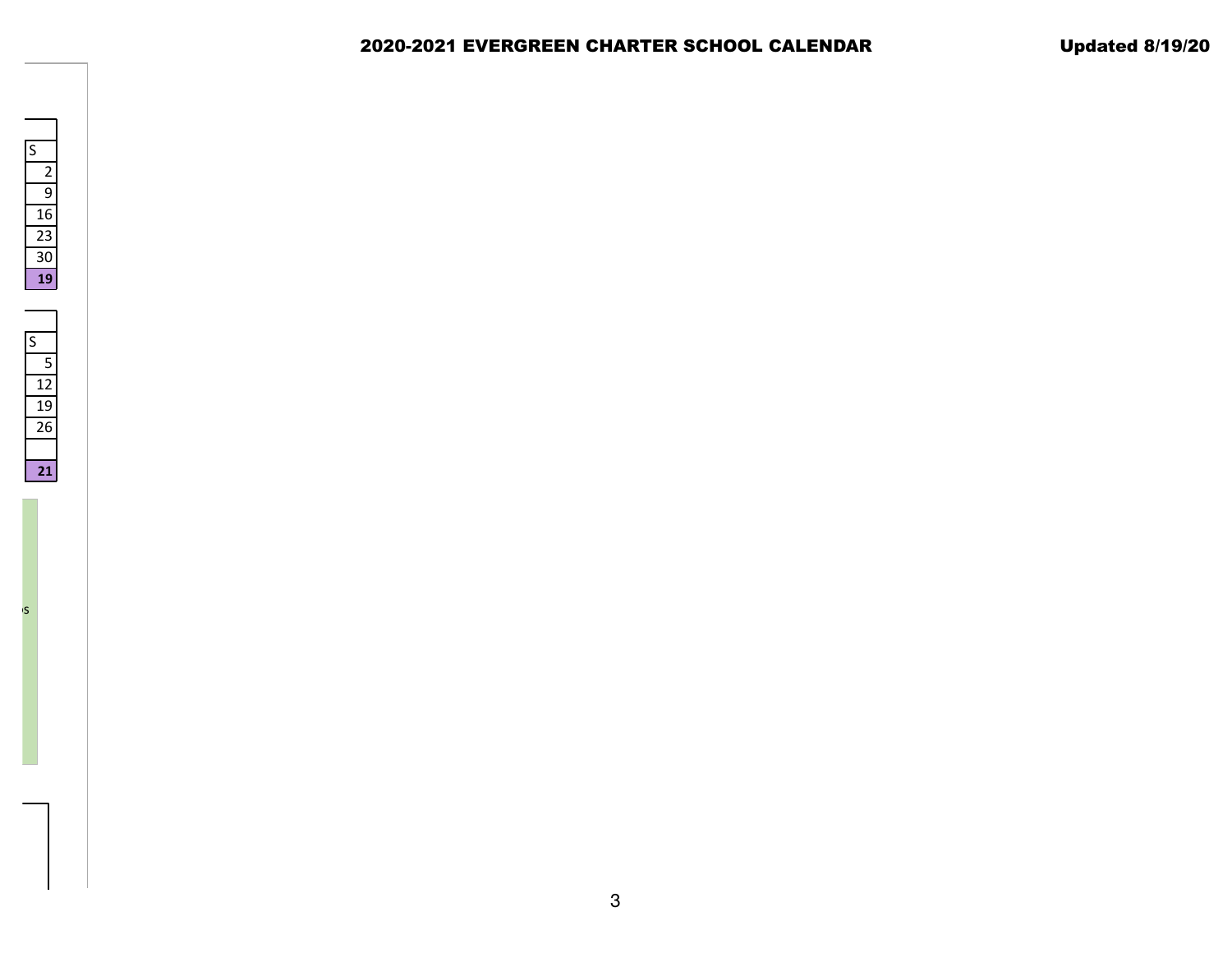| |
|---|
| S |
| 2 |
| 9 |
| 16 |
| 23 |
| 30 |
| **19** |

| |
|---|
| S |
| 5 |
| 12 |
| 19 |
| 26 |
| |
| **21** |

s